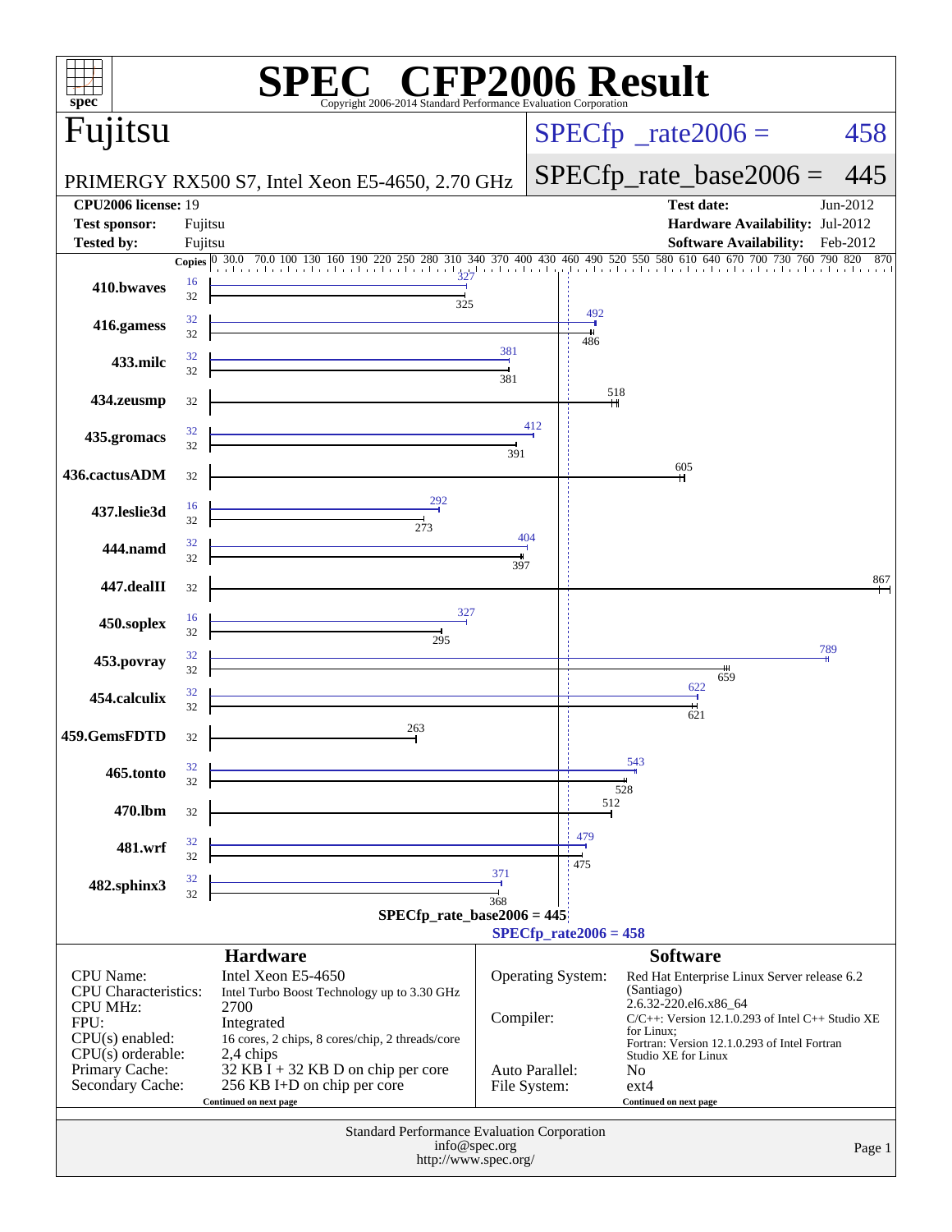# SPEC CFP2006 Result

Copyright 2006-2014 Standard Performance Evaluation Corporation

## Fujitsu

PRIMERGY RX500 S7, Intel Xeon E5-4650, 2.70 GHz

SPECfp_rate2006 = 458

SPECfp_rate_base2006 = 445

| | | | |
|---|---|---|---|
| **CPU2006 license:** | 19 | **Test date:** | Jun-2012 |
| **Test sponsor:** | Fujitsu | **Hardware Availability:** | Jul-2012 |
| **Tested by:** | Fujitsu | **Software Availability:** | Feb-2012 |

| Benchmark | Copies (peak) | Peak | Copies (base) | Base |
|---|---|---|---|---|
| 410.bwaves | 16 | 327 | 32 | 325 |
| 416.gamess | 32 | 492 | 32 | 486 |
| 433.milc | 32 | 381 | 32 | 381 |
| 434.zeusmp | | | 32 | 518 |
| 435.gromacs | 32 | 412 | 32 | 391 |
| 436.cactusADM | | | 32 | 605 |
| 437.leslie3d | 16 | 292 | 32 | 273 |
| 444.namd | 32 | 404 | 32 | 397 |
| 447.dealII | | | 32 | 867 |
| 450.soplex | 16 | 327 | 32 | 295 |
| 453.povray | 32 | 789 | 32 | 659 |
| 454.calculix | 32 | 622 | 32 | 621 |
| 459.GemsFDTD | | | 32 | 263 |
| 465.tonto | 32 | 543 | 32 | 528 |
| 470.lbm | | | 32 | 512 |
| 481.wrf | 32 | 479 | 32 | 475 |
| 482.sphinx3 | 32 | 371 | 32 | 368 |

SPECfp_rate_base2006 = 445

SPECfp_rate2006 = 458

## Hardware

| | |
|---|---|
| CPU Name: | Intel Xeon E5-4650 |
| CPU Characteristics: | Intel Turbo Boost Technology up to 3.30 GHz |
| CPU MHz: | 2700 |
| FPU: | Integrated |
| CPU(s) enabled: | 16 cores, 2 chips, 8 cores/chip, 2 threads/core |
| CPU(s) orderable: | 2,4 chips |
| Primary Cache: | 32 KB I + 32 KB D on chip per core |
| Secondary Cache: | 256 KB I+D on chip per core |

Continued on next page

## Software

| | |
|---|---|
| Operating System: | Red Hat Enterprise Linux Server release 6.2 (Santiago) 2.6.32-220.el6.x86_64 |
| Compiler: | C/C++: Version 12.1.0.293 of Intel C++ Studio XE for Linux; Fortran: Version 12.1.0.293 of Intel Fortran Studio XE for Linux |
| Auto Parallel: | No |
| File System: | ext4 |

Continued on next page

Standard Performance Evaluation Corporation
info@spec.org
http://www.spec.org/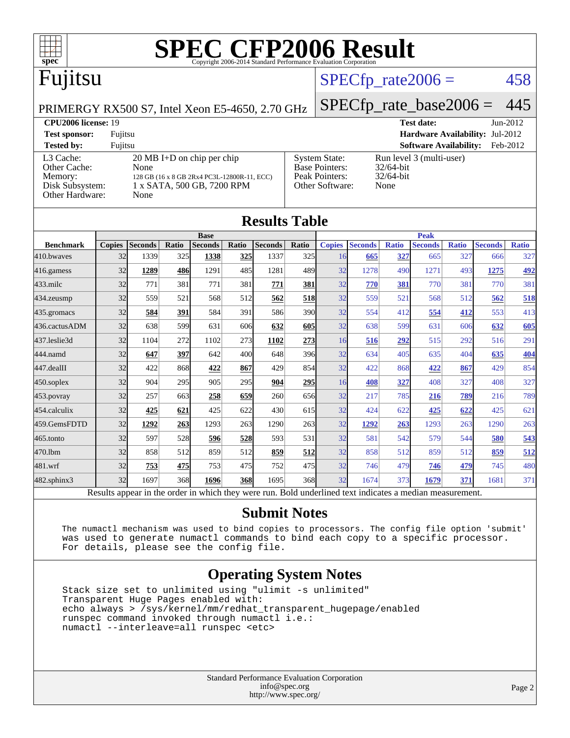# SPEC CFP2006 Result

Copyright 2006-2014 Standard Performance Evaluation Corporation

## Fujitsu

PRIMERGY RX500 S7, Intel Xeon E5-4650, 2.70 GHz

SPECfp_rate2006 = 458

SPECfp_rate_base2006 = 445

**CPU2006 license:** 19
**Test sponsor:** Fujitsu
**Tested by:** Fujitsu

**Test date:** Jun-2012
**Hardware Availability:** Jul-2012
**Software Availability:** Feb-2012

| | |
|---|---|
| L3 Cache: | 20 MB I+D on chip per chip |
| Other Cache: | None |
| Memory: | 128 GB (16 x 8 GB 2Rx4 PC3L-12800R-11, ECC) |
| Disk Subsystem: | 1 x SATA, 500 GB, 7200 RPM |
| Other Hardware: | None |

| | |
|---|---|
| System State: | Run level 3 (multi-user) |
| Base Pointers: | 32/64-bit |
| Peak Pointers: | 32/64-bit |
| Other Software: | None |

## Results Table

| | Base | | | | | | | Peak | | | | | | |
|---|---|---|---|---|---|---|---|---|---|---|---|---|---|---|
| **Benchmark** | **Copies** | **Seconds** | **Ratio** | **Seconds** | **Ratio** | **Seconds** | **Ratio** | **Copies** | **Seconds** | **Ratio** | **Seconds** | **Ratio** | **Seconds** | **Ratio** |
| 410.bwaves | 32 | 1339 | 325 | **1338** | **325** | 1337 | 325 | 16 | **665** | **327** | 665 | 327 | 666 | 327 |
| 416.gamess | 32 | **1289** | **486** | 1291 | 485 | 1281 | 489 | 32 | 1278 | 490 | 1271 | 493 | **1275** | **492** |
| 433.milc | 32 | 771 | 381 | 771 | 381 | **771** | **381** | 32 | **770** | **381** | 770 | 381 | 770 | 381 |
| 434.zeusmp | 32 | 559 | 521 | 568 | 512 | **562** | **518** | 32 | 559 | 521 | 568 | 512 | **562** | **518** |
| 435.gromacs | 32 | **584** | **391** | 584 | 391 | 586 | 390 | 32 | 554 | 412 | **554** | **412** | 553 | 413 |
| 436.cactusADM | 32 | 638 | 599 | 631 | 606 | **632** | **605** | 32 | 638 | 599 | 631 | 606 | **632** | **605** |
| 437.leslie3d | 32 | 1104 | 272 | 1102 | 273 | **1102** | **273** | 16 | **516** | **292** | 515 | 292 | 516 | 291 |
| 444.namd | 32 | **647** | **397** | 642 | 400 | 648 | 396 | 32 | 634 | 405 | 635 | 404 | **635** | **404** |
| 447.dealII | 32 | 422 | 868 | **422** | **867** | 429 | 854 | 32 | 422 | 868 | **422** | **867** | 429 | 854 |
| 450.soplex | 32 | 904 | 295 | 905 | 295 | **904** | **295** | 16 | **408** | **327** | 408 | 327 | 408 | 327 |
| 453.povray | 32 | 257 | 663 | **258** | **659** | 260 | 656 | 32 | 217 | 785 | **216** | **789** | 216 | 789 |
| 454.calculix | 32 | **425** | **621** | 425 | 622 | 430 | 615 | 32 | 424 | 622 | **425** | **622** | 425 | 621 |
| 459.GemsFDTD | 32 | **1292** | **263** | 1293 | 263 | 1290 | 263 | 32 | **1292** | **263** | 1293 | 263 | 1290 | 263 |
| 465.tonto | 32 | 597 | 528 | **596** | **528** | 593 | 531 | 32 | 581 | 542 | 579 | 544 | **580** | **543** |
| 470.lbm | 32 | 858 | 512 | 859 | 512 | **859** | **512** | 32 | 858 | 512 | 859 | 512 | **859** | **512** |
| 481.wrf | 32 | **753** | **475** | 753 | 475 | 752 | 475 | 32 | 746 | 479 | **746** | **479** | 745 | 480 |
| 482.sphinx3 | 32 | 1697 | 368 | **1696** | **368** | 1695 | 368 | 32 | 1674 | 373 | **1679** | **371** | 1681 | 371 |

Results appear in the order in which they were run. Bold underlined text indicates a median measurement.

## Submit Notes

```
The numactl mechanism was used to bind copies to processors. The config file option 'submit'
was used to generate numactl commands to bind each copy to a specific processor.
For details, please see the config file.
```

## Operating System Notes

```
Stack size set to unlimited using "ulimit -s unlimited"
Transparent Huge Pages enabled with:
echo always > /sys/kernel/mm/redhat_transparent_hugepage/enabled
runspec command invoked through numactl i.e.:
numactl --interleave=all runspec <etc>
```

Standard Performance Evaluation Corporation
info@spec.org
http://www.spec.org/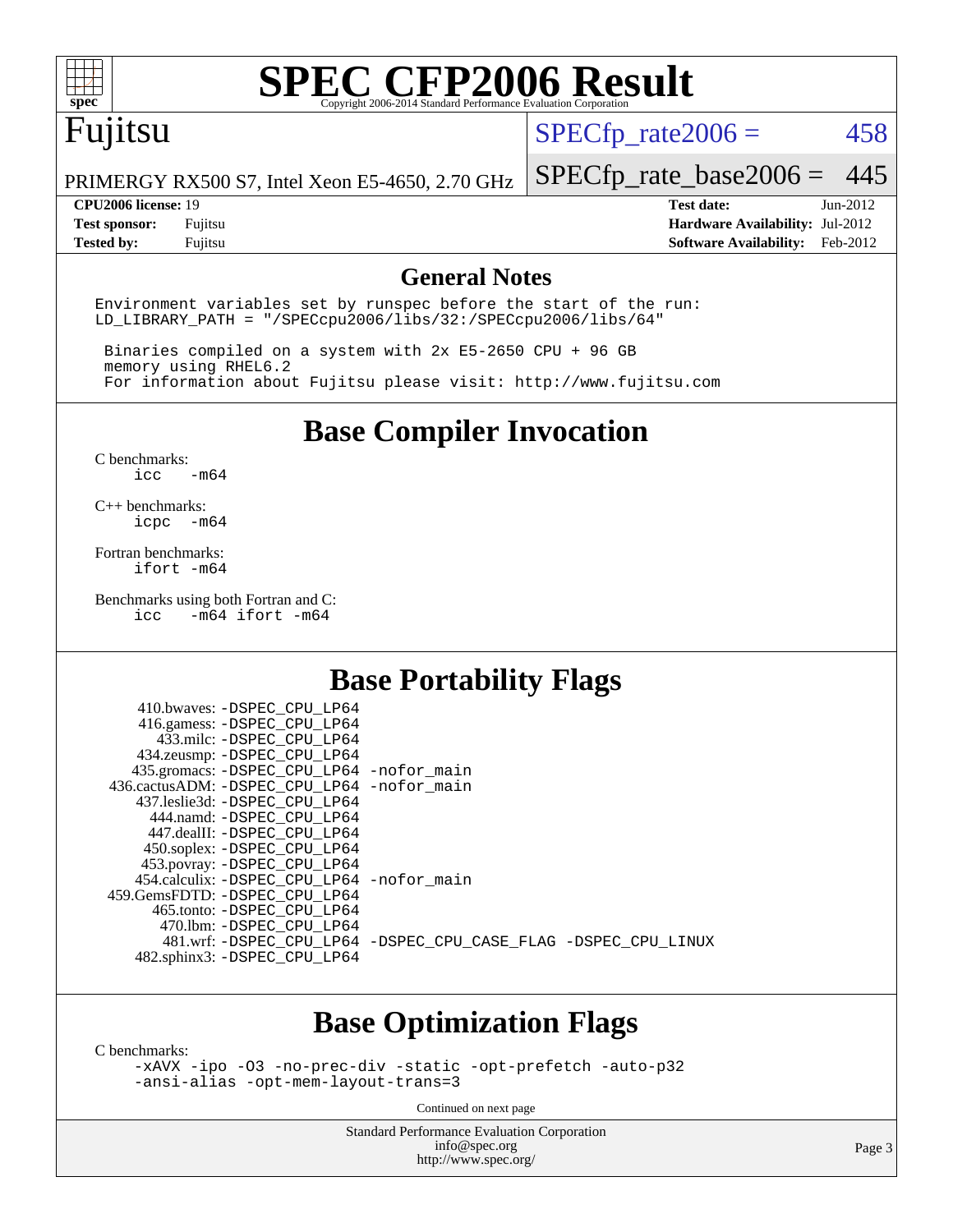# SPEC CFP2006 Result

Copyright 2006-2014 Standard Performance Evaluation Corporation

## Fujitsu

PRIMERGY RX500 S7, Intel Xeon E5-4650, 2.70 GHz

SPECfp_rate2006 = 458

SPECfp_rate_base2006 = 445

| | | | |
|---|---|---|---|
| **CPU2006 license:** 19 | | **Test date:** | Jun-2012 |
| **Test sponsor:** | Fujitsu | **Hardware Availability:** | Jul-2012 |
| **Tested by:** | Fujitsu | **Software Availability:** | Feb-2012 |

## General Notes

```
Environment variables set by runspec before the start of the run:
LD_LIBRARY_PATH = "/SPECcpu2006/libs/32:/SPECcpu2006/libs/64"

 Binaries compiled on a system with 2x E5-2650 CPU + 96 GB
 memory using RHEL6.2
 For information about Fujitsu please visit: http://www.fujitsu.com
```

## Base Compiler Invocation

C benchmarks:
```
icc   -m64
```

C++ benchmarks:
```
icpc  -m64
```

Fortran benchmarks:
```
ifort -m64
```

Benchmarks using both Fortran and C:
```
icc   -m64 ifort -m64
```

## Base Portability Flags

```
   410.bwaves: -DSPEC_CPU_LP64
   416.gamess: -DSPEC_CPU_LP64
     433.milc: -DSPEC_CPU_LP64
   434.zeusmp: -DSPEC_CPU_LP64
  435.gromacs: -DSPEC_CPU_LP64 -nofor_main
 436.cactusADM: -DSPEC_CPU_LP64 -nofor_main
  437.leslie3d: -DSPEC_CPU_LP64
     444.namd: -DSPEC_CPU_LP64
    447.dealII: -DSPEC_CPU_LP64
   450.soplex: -DSPEC_CPU_LP64
   453.povray: -DSPEC_CPU_LP64
  454.calculix: -DSPEC_CPU_LP64 -nofor_main
 459.GemsFDTD: -DSPEC_CPU_LP64
    465.tonto: -DSPEC_CPU_LP64
      470.lbm: -DSPEC_CPU_LP64
      481.wrf: -DSPEC_CPU_LP64 -DSPEC_CPU_CASE_FLAG -DSPEC_CPU_LINUX
  482.sphinx3: -DSPEC_CPU_LP64
```

## Base Optimization Flags

C benchmarks:
```
-xAVX -ipo -O3 -no-prec-div -static -opt-prefetch -auto-p32
-ansi-alias -opt-mem-layout-trans=3
```

Continued on next page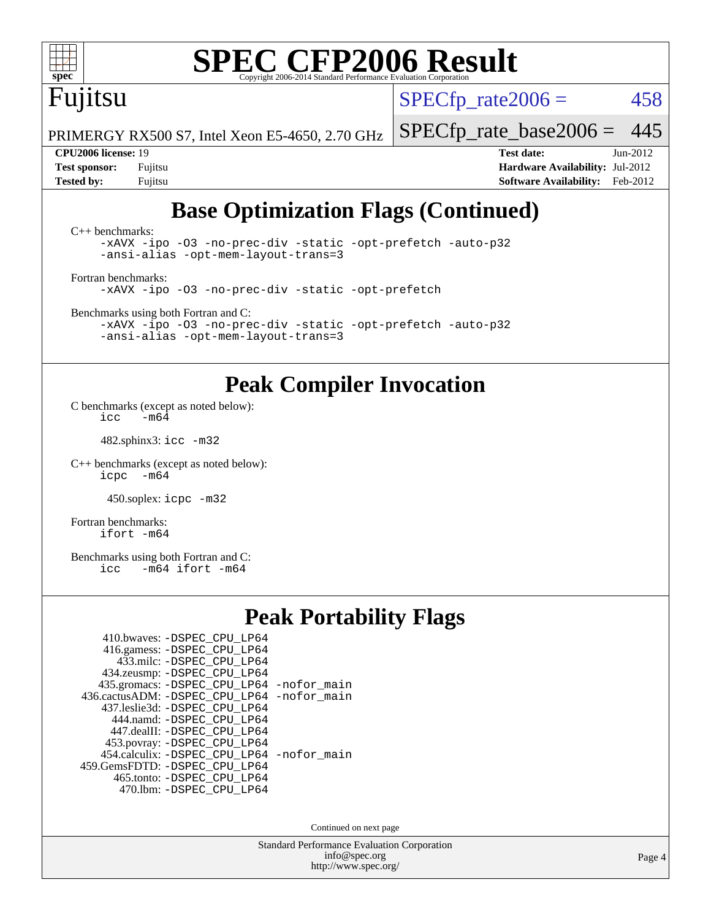# SPEC CFP2006 Result

Fujitsu

PRIMERGY RX500 S7, Intel Xeon E5-4650, 2.70 GHz

SPECfp_rate2006 = 458

SPECfp_rate_base2006 = 445

**CPU2006 license:** 19
**Test sponsor:** Fujitsu
**Tested by:** Fujitsu

**Test date:** Jun-2012
**Hardware Availability:** Jul-2012
**Software Availability:** Feb-2012

## Base Optimization Flags (Continued)

C++ benchmarks:
```
-xAVX -ipo -O3 -no-prec-div -static -opt-prefetch -auto-p32
-ansi-alias -opt-mem-layout-trans=3
```

Fortran benchmarks:
```
-xAVX -ipo -O3 -no-prec-div -static -opt-prefetch
```

Benchmarks using both Fortran and C:
```
-xAVX -ipo -O3 -no-prec-div -static -opt-prefetch -auto-p32
-ansi-alias -opt-mem-layout-trans=3
```

## Peak Compiler Invocation

C benchmarks (except as noted below):
```
icc   -m64
```

482.sphinx3: `icc -m32`

C++ benchmarks (except as noted below):
```
icpc   -m64
```

450.soplex: `icpc -m32`

Fortran benchmarks:
```
ifort -m64
```

Benchmarks using both Fortran and C:
```
icc   -m64 ifort -m64
```

## Peak Portability Flags

410.bwaves: `-DSPEC_CPU_LP64`
416.gamess: `-DSPEC_CPU_LP64`
433.milc: `-DSPEC_CPU_LP64`
434.zeusmp: `-DSPEC_CPU_LP64`
435.gromacs: `-DSPEC_CPU_LP64 -nofor_main`
436.cactusADM: `-DSPEC_CPU_LP64 -nofor_main`
437.leslie3d: `-DSPEC_CPU_LP64`
444.namd: `-DSPEC_CPU_LP64`
447.dealII: `-DSPEC_CPU_LP64`
453.povray: `-DSPEC_CPU_LP64`
454.calculix: `-DSPEC_CPU_LP64 -nofor_main`
459.GemsFDTD: `-DSPEC_CPU_LP64`
465.tonto: `-DSPEC_CPU_LP64`
470.lbm: `-DSPEC_CPU_LP64`

Continued on next page

Standard Performance Evaluation Corporation
info@spec.org
http://www.spec.org/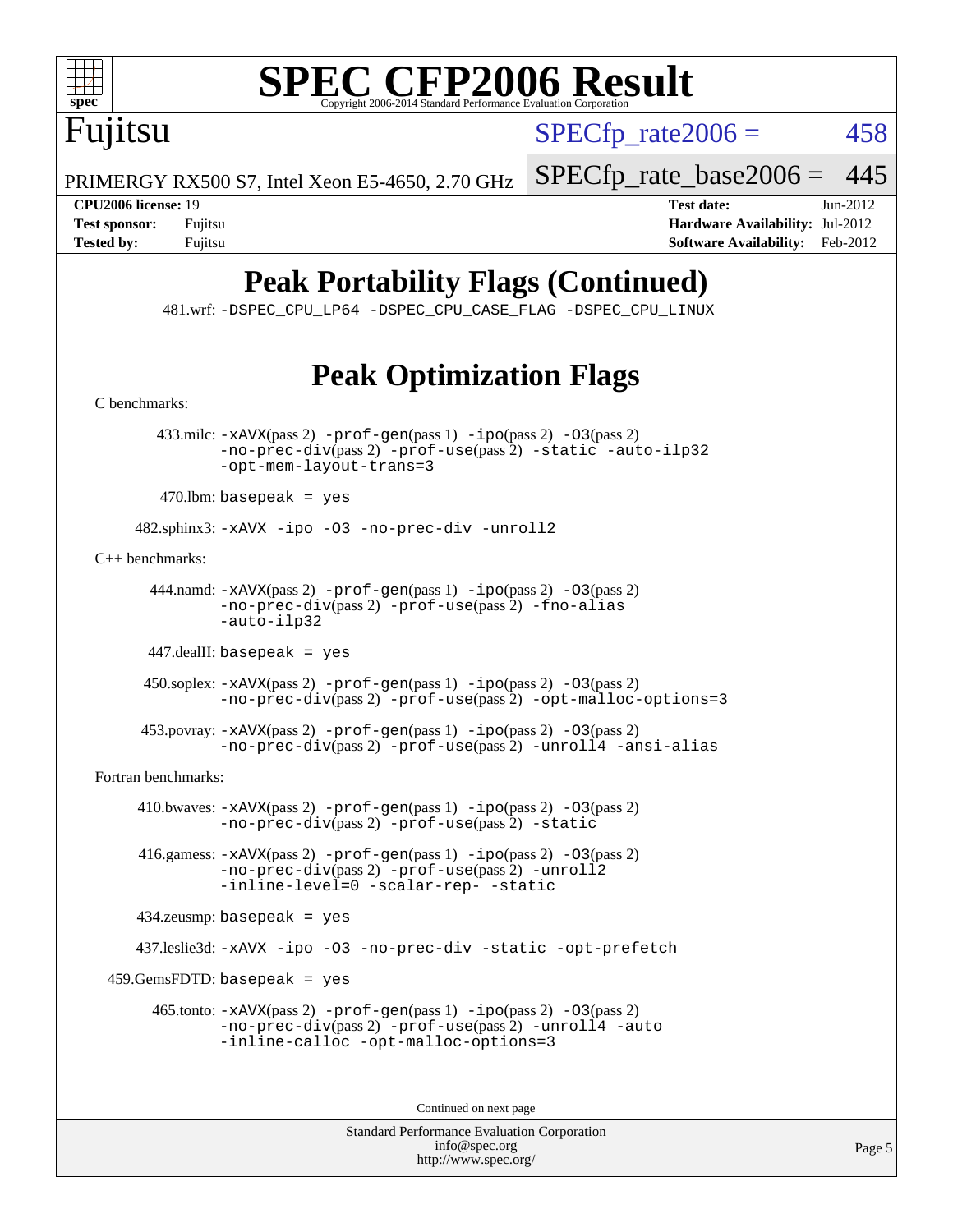## Peak Portability Flags (Continued)

481.wrf: -DSPEC_CPU_LP64 -DSPEC_CPU_CASE_FLAG -DSPEC_CPU_LINUX

## Peak Optimization Flags

C benchmarks:

433.milc: -xAVX(pass 2) -prof-gen(pass 1) -ipo(pass 2) -O3(pass 2) -no-prec-div(pass 2) -prof-use(pass 2) -static -auto-ilp32 -opt-mem-layout-trans=3

470.lbm: basepeak = yes

482.sphinx3: -xAVX -ipo -O3 -no-prec-div -unroll2

C++ benchmarks:

444.namd: -xAVX(pass 2) -prof-gen(pass 1) -ipo(pass 2) -O3(pass 2) -no-prec-div(pass 2) -prof-use(pass 2) -fno-alias -auto-ilp32

447.dealII: basepeak = yes

450.soplex: -xAVX(pass 2) -prof-gen(pass 1) -ipo(pass 2) -O3(pass 2) -no-prec-div(pass 2) -prof-use(pass 2) -opt-malloc-options=3

453.povray: -xAVX(pass 2) -prof-gen(pass 1) -ipo(pass 2) -O3(pass 2) -no-prec-div(pass 2) -prof-use(pass 2) -unroll4 -ansi-alias

Fortran benchmarks:

410.bwaves: -xAVX(pass 2) -prof-gen(pass 1) -ipo(pass 2) -O3(pass 2) -no-prec-div(pass 2) -prof-use(pass 2) -static

416.gamess: -xAVX(pass 2) -prof-gen(pass 1) -ipo(pass 2) -O3(pass 2) -no-prec-div(pass 2) -prof-use(pass 2) -unroll2 -inline-level=0 -scalar-rep- -static

434.zeusmp: basepeak = yes

437.leslie3d: -xAVX -ipo -O3 -no-prec-div -static -opt-prefetch

459.GemsFDTD: basepeak = yes

465.tonto: -xAVX(pass 2) -prof-gen(pass 1) -ipo(pass 2) -O3(pass 2) -no-prec-div(pass 2) -prof-use(pass 2) -unroll4 -auto -inline-calloc -opt-malloc-options=3

Continued on next page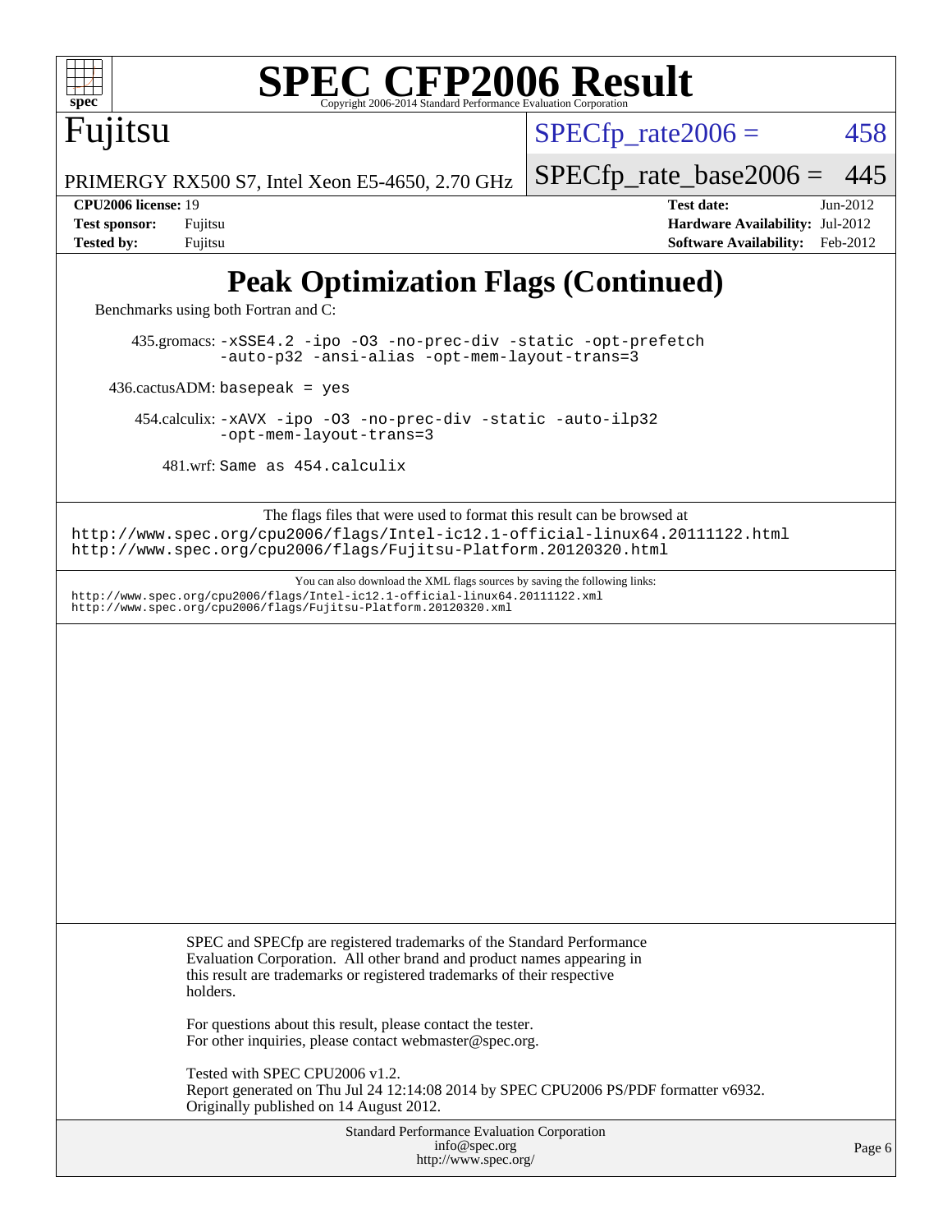# SPEC CFP2006 Result

Copyright 2006-2014 Standard Performance Evaluation Corporation

**Fujitsu**

PRIMERGY RX500 S7, Intel Xeon E5-4650, 2.70 GHz

SPECfp_rate2006 = 458

SPECfp_rate_base2006 = 445

| | | | |
|---|---|---|---|
| **CPU2006 license:** | 19 | **Test date:** | Jun-2012 |
| **Test sponsor:** | Fujitsu | **Hardware Availability:** | Jul-2012 |
| **Tested by:** | Fujitsu | **Software Availability:** | Feb-2012 |

## Peak Optimization Flags (Continued)

Benchmarks using both Fortran and C:

435.gromacs: `-xSSE4.2 -ipo -O3 -no-prec-div -static -opt-prefetch -auto-p32 -ansi-alias -opt-mem-layout-trans=3`

436.cactusADM: `basepeak = yes`

454.calculix: `-xAVX -ipo -O3 -no-prec-div -static -auto-ilp32 -opt-mem-layout-trans=3`

481.wrf: `Same as 454.calculix`

The flags files that were used to format this result can be browsed at

http://www.spec.org/cpu2006/flags/Intel-ic12.1-official-linux64.20111122.html
http://www.spec.org/cpu2006/flags/Fujitsu-Platform.20120320.html

You can also download the XML flags sources by saving the following links:

http://www.spec.org/cpu2006/flags/Intel-ic12.1-official-linux64.20111122.xml
http://www.spec.org/cpu2006/flags/Fujitsu-Platform.20120320.xml

SPEC and SPECfp are registered trademarks of the Standard Performance Evaluation Corporation. All other brand and product names appearing in this result are trademarks or registered trademarks of their respective holders.

For questions about this result, please contact the tester.
For other inquiries, please contact webmaster@spec.org.

Tested with SPEC CPU2006 v1.2.
Report generated on Thu Jul 24 12:14:08 2014 by SPEC CPU2006 PS/PDF formatter v6932.
Originally published on 14 August 2012.

Standard Performance Evaluation Corporation
info@spec.org
http://www.spec.org/